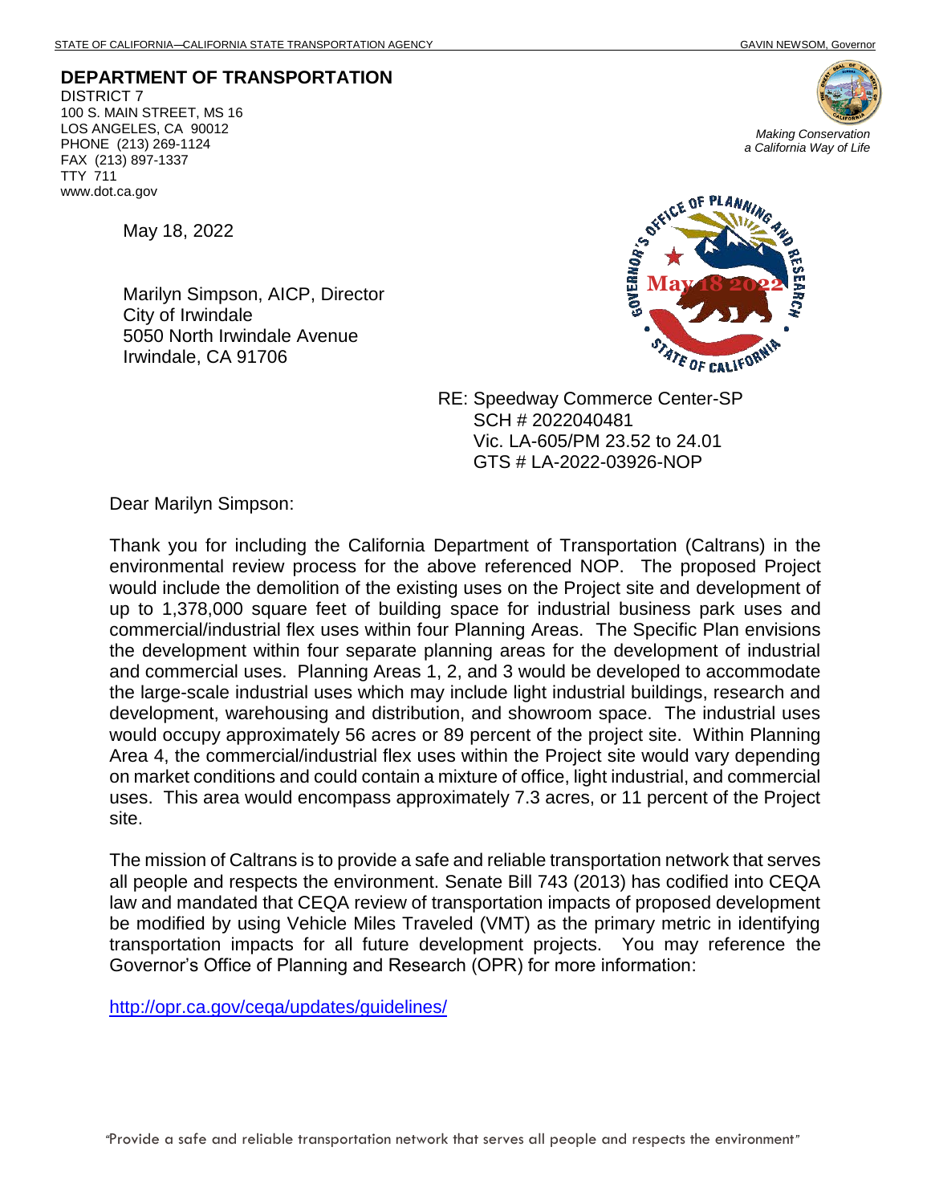STATE OF CALIFORNIA—CALIFORNIA STATE TRANSPORTATION AGENCY GAVIN NEWSOM, Governor

**DEPARTMENT OF TRANSPORTATION**
DISTRICT 7
100 S. MAIN STREET, MS 16
LOS ANGELES, CA 90012
PHONE (213) 269-1124
FAX (213) 897-1337
TTY 711
www.dot.ca.gov

*Making Conservation a California Way of Life*

May 18, 2022

Marilyn Simpson, AICP, Director
City of Irwindale
5050 North Irwindale Avenue
Irwindale, CA 91706

RE: Speedway Commerce Center-SP
SCH # 2022040481
Vic. LA-605/PM 23.52 to 24.01
GTS # LA-2022-03926-NOP

Dear Marilyn Simpson:

Thank you for including the California Department of Transportation (Caltrans) in the environmental review process for the above referenced NOP. The proposed Project would include the demolition of the existing uses on the Project site and development of up to 1,378,000 square feet of building space for industrial business park uses and commercial/industrial flex uses within four Planning Areas. The Specific Plan envisions the development within four separate planning areas for the development of industrial and commercial uses. Planning Areas 1, 2, and 3 would be developed to accommodate the large-scale industrial uses which may include light industrial buildings, research and development, warehousing and distribution, and showroom space. The industrial uses would occupy approximately 56 acres or 89 percent of the project site. Within Planning Area 4, the commercial/industrial flex uses within the Project site would vary depending on market conditions and could contain a mixture of office, light industrial, and commercial uses. This area would encompass approximately 7.3 acres, or 11 percent of the Project site.

The mission of Caltrans is to provide a safe and reliable transportation network that serves all people and respects the environment. Senate Bill 743 (2013) has codified into CEQA law and mandated that CEQA review of transportation impacts of proposed development be modified by using Vehicle Miles Traveled (VMT) as the primary metric in identifying transportation impacts for all future development projects. You may reference the Governor's Office of Planning and Research (OPR) for more information:

http://opr.ca.gov/ceqa/updates/guidelines/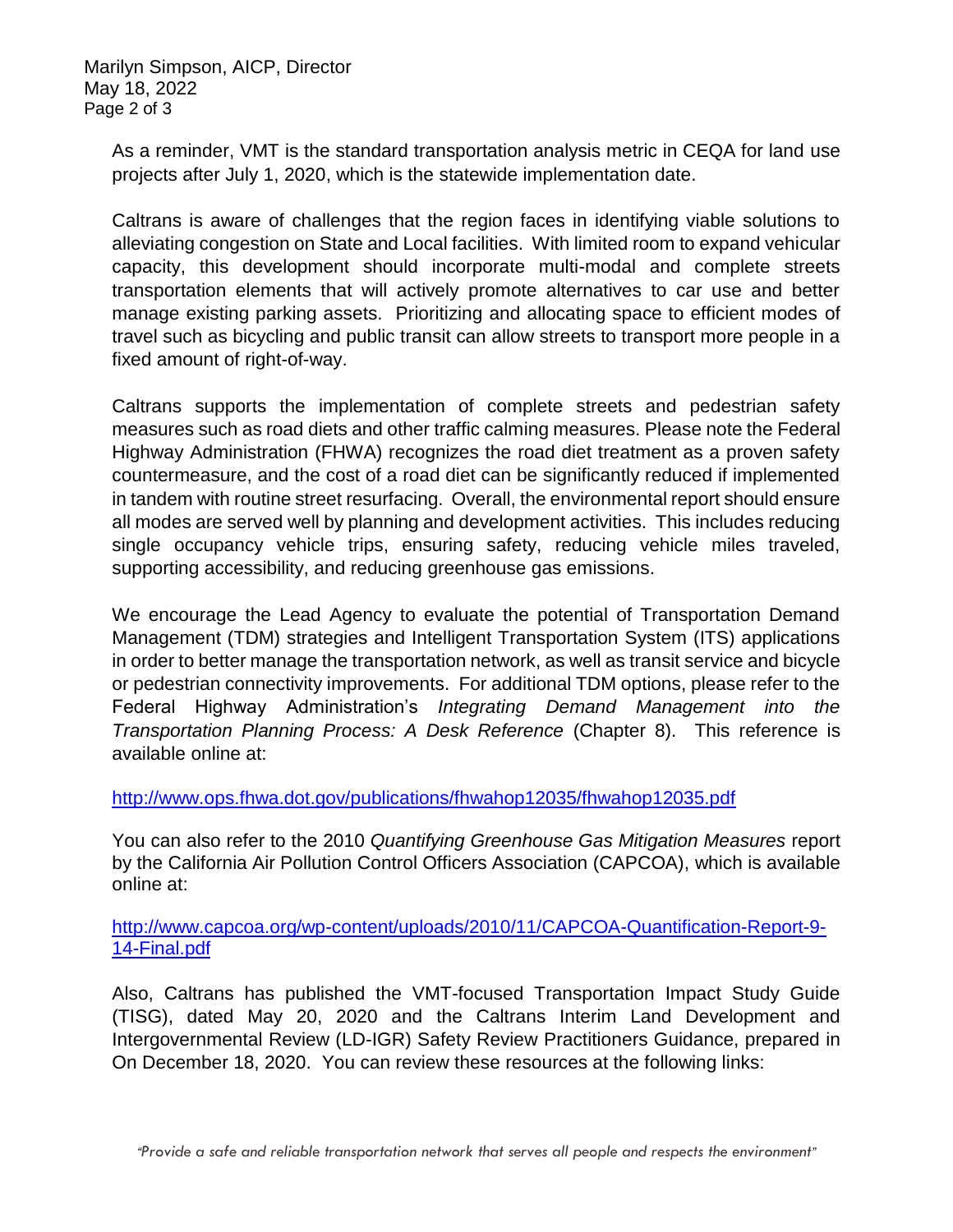As a reminder, VMT is the standard transportation analysis metric in CEQA for land use projects after July 1, 2020, which is the statewide implementation date.

Caltrans is aware of challenges that the region faces in identifying viable solutions to alleviating congestion on State and Local facilities. With limited room to expand vehicular capacity, this development should incorporate multi-modal and complete streets transportation elements that will actively promote alternatives to car use and better manage existing parking assets. Prioritizing and allocating space to efficient modes of travel such as bicycling and public transit can allow streets to transport more people in a fixed amount of right-of-way.

Caltrans supports the implementation of complete streets and pedestrian safety measures such as road diets and other traffic calming measures. Please note the Federal Highway Administration (FHWA) recognizes the road diet treatment as a proven safety countermeasure, and the cost of a road diet can be significantly reduced if implemented in tandem with routine street resurfacing. Overall, the environmental report should ensure all modes are served well by planning and development activities. This includes reducing single occupancy vehicle trips, ensuring safety, reducing vehicle miles traveled, supporting accessibility, and reducing greenhouse gas emissions.

We encourage the Lead Agency to evaluate the potential of Transportation Demand Management (TDM) strategies and Intelligent Transportation System (ITS) applications in order to better manage the transportation network, as well as transit service and bicycle or pedestrian connectivity improvements. For additional TDM options, please refer to the Federal Highway Administration's *Integrating Demand Management into the Transportation Planning Process: A Desk Reference* (Chapter 8). This reference is available online at:

http://www.ops.fhwa.dot.gov/publications/fhwahop12035/fhwahop12035.pdf

You can also refer to the 2010 *Quantifying Greenhouse Gas Mitigation Measures* report by the California Air Pollution Control Officers Association (CAPCOA), which is available online at:

http://www.capcoa.org/wp-content/uploads/2010/11/CAPCOA-Quantification-Report-9-14-Final.pdf

Also, Caltrans has published the VMT-focused Transportation Impact Study Guide (TISG), dated May 20, 2020 and the Caltrans Interim Land Development and Intergovernmental Review (LD-IGR) Safety Review Practitioners Guidance, prepared in On December 18, 2020. You can review these resources at the following links: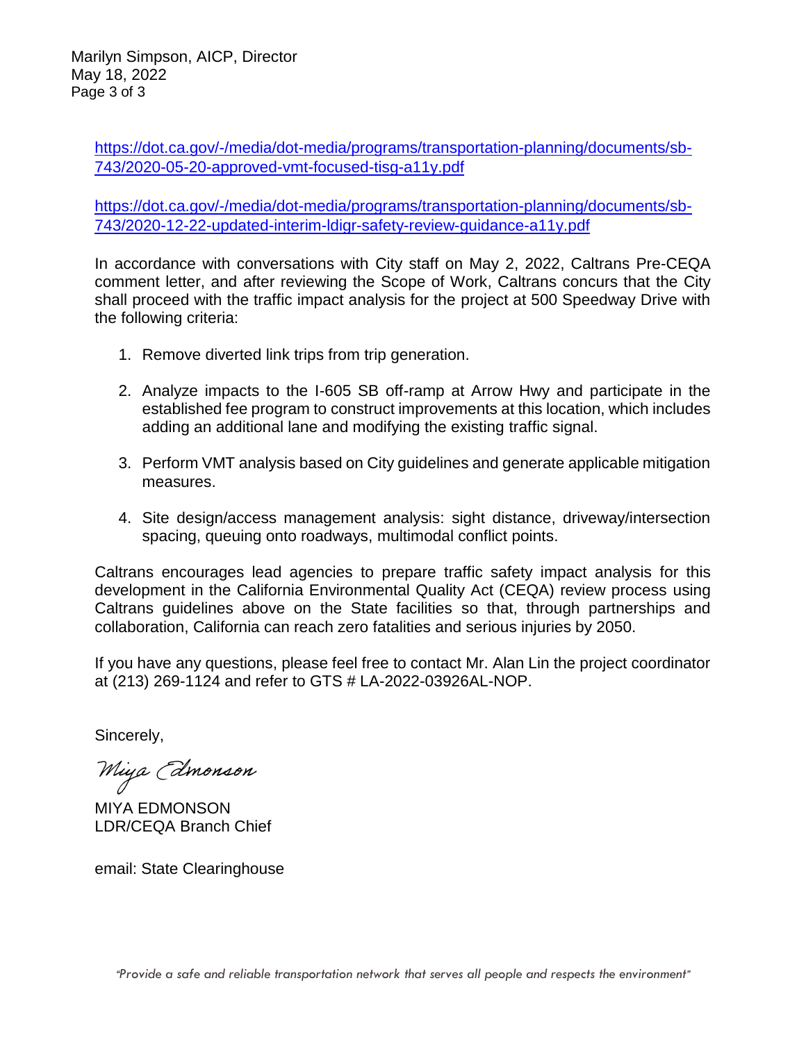https://dot.ca.gov/-/media/dot-media/programs/transportation-planning/documents/sb-743/2020-05-20-approved-vmt-focused-tisg-a11y.pdf

https://dot.ca.gov/-/media/dot-media/programs/transportation-planning/documents/sb-743/2020-12-22-updated-interim-ldigr-safety-review-guidance-a11y.pdf

In accordance with conversations with City staff on May 2, 2022, Caltrans Pre-CEQA comment letter, and after reviewing the Scope of Work, Caltrans concurs that the City shall proceed with the traffic impact analysis for the project at 500 Speedway Drive with the following criteria:

1. Remove diverted link trips from trip generation.
2. Analyze impacts to the I-605 SB off-ramp at Arrow Hwy and participate in the established fee program to construct improvements at this location, which includes adding an additional lane and modifying the existing traffic signal.
3. Perform VMT analysis based on City guidelines and generate applicable mitigation measures.
4. Site design/access management analysis: sight distance, driveway/intersection spacing, queuing onto roadways, multimodal conflict points.

Caltrans encourages lead agencies to prepare traffic safety impact analysis for this development in the California Environmental Quality Act (CEQA) review process using Caltrans guidelines above on the State facilities so that, through partnerships and collaboration, California can reach zero fatalities and serious injuries by 2050.

If you have any questions, please feel free to contact Mr. Alan Lin the project coordinator at (213) 269-1124 and refer to GTS # LA-2022-03926AL-NOP.

Sincerely,

*Miya Edmonson*

MIYA EDMONSON
LDR/CEQA Branch Chief

email: State Clearinghouse

*"Provide a safe and reliable transportation network that serves all people and respects the environment"*